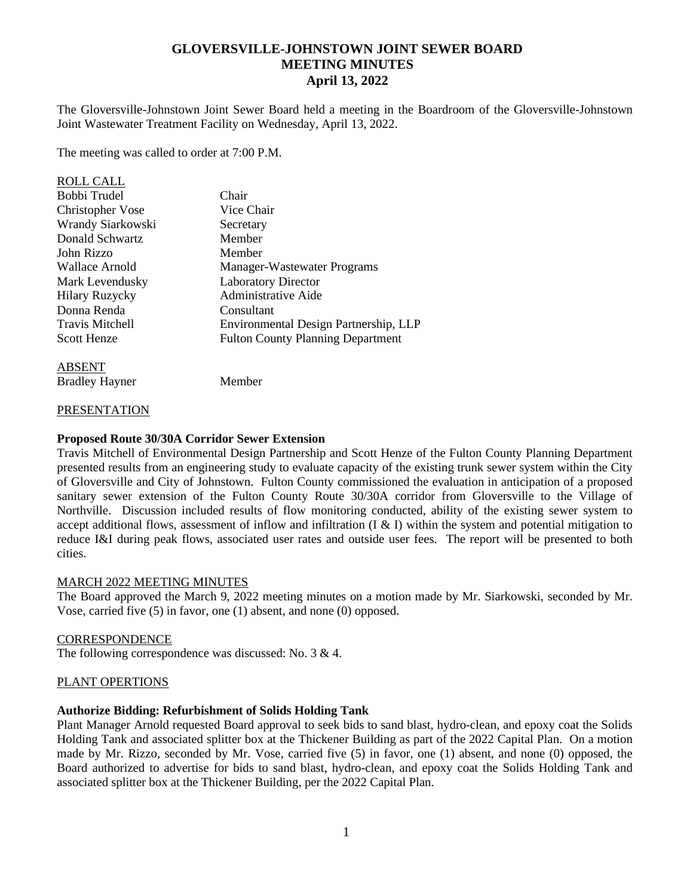# GLOVERSVILLE-JOHNSTOWN JOINT SEWER BOARD
## MEETING MINUTES
### April 13, 2022

The Gloversville-Johnstown Joint Sewer Board held a meeting in the Boardroom of the Gloversville-Johnstown Joint Wastewater Treatment Facility on Wednesday, April 13, 2022.

The meeting was called to order at 7:00 P.M.

ROLL CALL

| | |
|---|---|
| Bobbi Trudel | Chair |
| Christopher Vose | Vice Chair |
| Wrandy Siarkowski | Secretary |
| Donald Schwartz | Member |
| John Rizzo | Member |
| Wallace Arnold | Manager-Wastewater Programs |
| Mark Levendusky | Laboratory Director |
| Hilary Ruzycky | Administrative Aide |
| Donna Renda | Consultant |
| Travis Mitchell | Environmental Design Partnership, LLP |
| Scott Henze | Fulton County Planning Department |

ABSENT

| | |
|---|---|
| Bradley Hayner | Member |

PRESENTATION

**Proposed Route 30/30A Corridor Sewer Extension**
Travis Mitchell of Environmental Design Partnership and Scott Henze of the Fulton County Planning Department presented results from an engineering study to evaluate capacity of the existing trunk sewer system within the City of Gloversville and City of Johnstown. Fulton County commissioned the evaluation in anticipation of a proposed sanitary sewer extension of the Fulton County Route 30/30A corridor from Gloversville to the Village of Northville. Discussion included results of flow monitoring conducted, ability of the existing sewer system to accept additional flows, assessment of inflow and infiltration (I & I) within the system and potential mitigation to reduce I&I during peak flows, associated user rates and outside user fees. The report will be presented to both cities.

MARCH 2022 MEETING MINUTES
The Board approved the March 9, 2022 meeting minutes on a motion made by Mr. Siarkowski, seconded by Mr. Vose, carried five (5) in favor, one (1) absent, and none (0) opposed.

CORRESPONDENCE
The following correspondence was discussed: No. 3 & 4.

PLANT OPERTIONS

**Authorize Bidding: Refurbishment of Solids Holding Tank**
Plant Manager Arnold requested Board approval to seek bids to sand blast, hydro-clean, and epoxy coat the Solids Holding Tank and associated splitter box at the Thickener Building as part of the 2022 Capital Plan. On a motion made by Mr. Rizzo, seconded by Mr. Vose, carried five (5) in favor, one (1) absent, and none (0) opposed, the Board authorized to advertise for bids to sand blast, hydro-clean, and epoxy coat the Solids Holding Tank and associated splitter box at the Thickener Building, per the 2022 Capital Plan.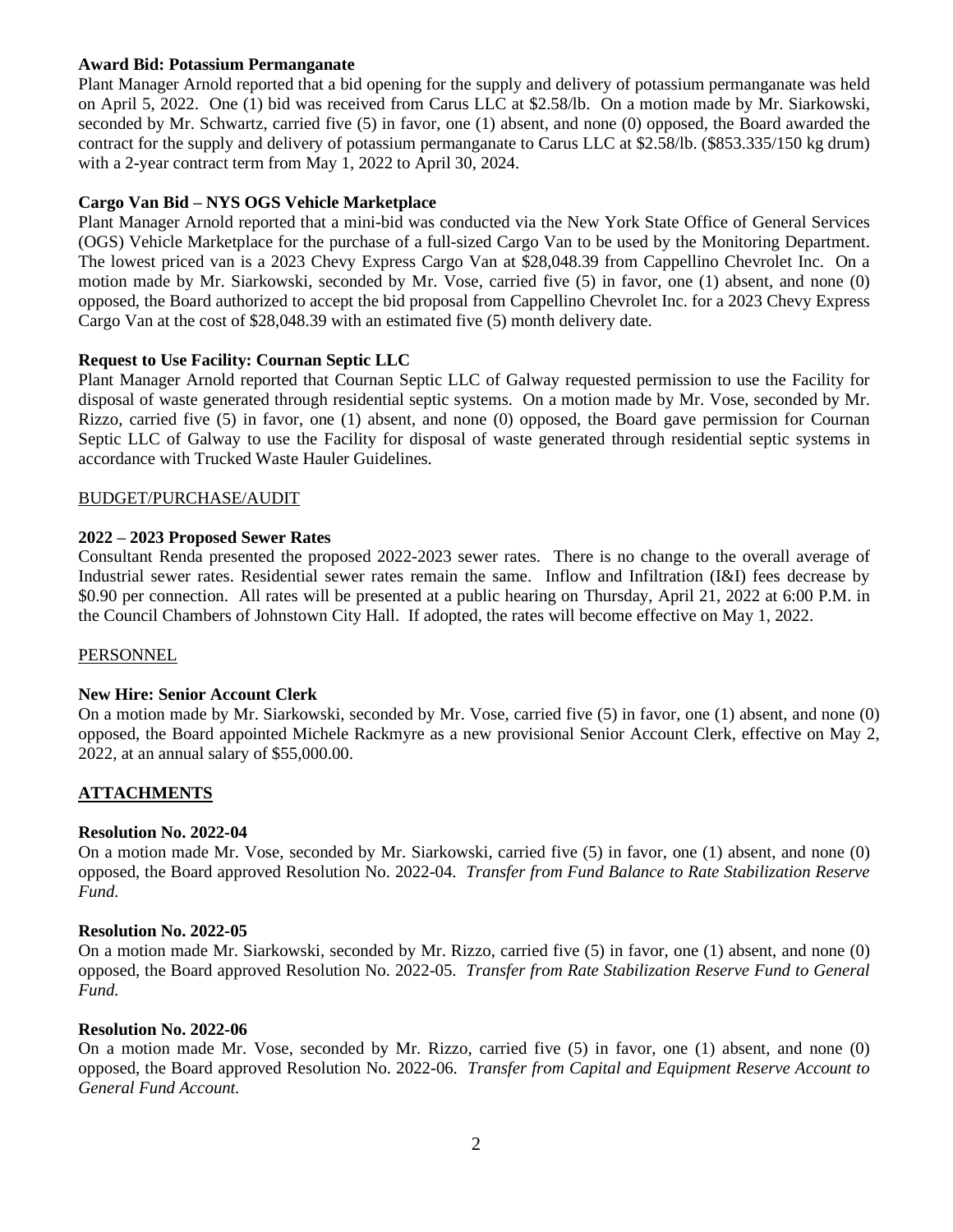**Award Bid: Potassium Permanganate**

Plant Manager Arnold reported that a bid opening for the supply and delivery of potassium permanganate was held on April 5, 2022. One (1) bid was received from Carus LLC at $2.58/lb. On a motion made by Mr. Siarkowski, seconded by Mr. Schwartz, carried five (5) in favor, one (1) absent, and none (0) opposed, the Board awarded the contract for the supply and delivery of potassium permanganate to Carus LLC at $2.58/lb. ($853.335/150 kg drum) with a 2-year contract term from May 1, 2022 to April 30, 2024.

**Cargo Van Bid – NYS OGS Vehicle Marketplace**

Plant Manager Arnold reported that a mini-bid was conducted via the New York State Office of General Services (OGS) Vehicle Marketplace for the purchase of a full-sized Cargo Van to be used by the Monitoring Department. The lowest priced van is a 2023 Chevy Express Cargo Van at $28,048.39 from Cappellino Chevrolet Inc. On a motion made by Mr. Siarkowski, seconded by Mr. Vose, carried five (5) in favor, one (1) absent, and none (0) opposed, the Board authorized to accept the bid proposal from Cappellino Chevrolet Inc. for a 2023 Chevy Express Cargo Van at the cost of $28,048.39 with an estimated five (5) month delivery date.

**Request to Use Facility: Cournan Septic LLC**

Plant Manager Arnold reported that Cournan Septic LLC of Galway requested permission to use the Facility for disposal of waste generated through residential septic systems. On a motion made by Mr. Vose, seconded by Mr. Rizzo, carried five (5) in favor, one (1) absent, and none (0) opposed, the Board gave permission for Cournan Septic LLC of Galway to use the Facility for disposal of waste generated through residential septic systems in accordance with Trucked Waste Hauler Guidelines.

BUDGET/PURCHASE/AUDIT

**2022 – 2023 Proposed Sewer Rates**

Consultant Renda presented the proposed 2022-2023 sewer rates. There is no change to the overall average of Industrial sewer rates. Residential sewer rates remain the same. Inflow and Infiltration (I&I) fees decrease by $0.90 per connection. All rates will be presented at a public hearing on Thursday, April 21, 2022 at 6:00 P.M. in the Council Chambers of Johnstown City Hall. If adopted, the rates will become effective on May 1, 2022.

PERSONNEL

**New Hire: Senior Account Clerk**

On a motion made by Mr. Siarkowski, seconded by Mr. Vose, carried five (5) in favor, one (1) absent, and none (0) opposed, the Board appointed Michele Rackmyre as a new provisional Senior Account Clerk, effective on May 2, 2022, at an annual salary of $55,000.00.

## ATTACHMENTS

**Resolution No. 2022-04**

On a motion made Mr. Vose, seconded by Mr. Siarkowski, carried five (5) in favor, one (1) absent, and none (0) opposed, the Board approved Resolution No. 2022-04. *Transfer from Fund Balance to Rate Stabilization Reserve Fund.*

**Resolution No. 2022-05**

On a motion made Mr. Siarkowski, seconded by Mr. Rizzo, carried five (5) in favor, one (1) absent, and none (0) opposed, the Board approved Resolution No. 2022-05. *Transfer from Rate Stabilization Reserve Fund to General Fund.*

**Resolution No. 2022-06**

On a motion made Mr. Vose, seconded by Mr. Rizzo, carried five (5) in favor, one (1) absent, and none (0) opposed, the Board approved Resolution No. 2022-06. *Transfer from Capital and Equipment Reserve Account to General Fund Account.*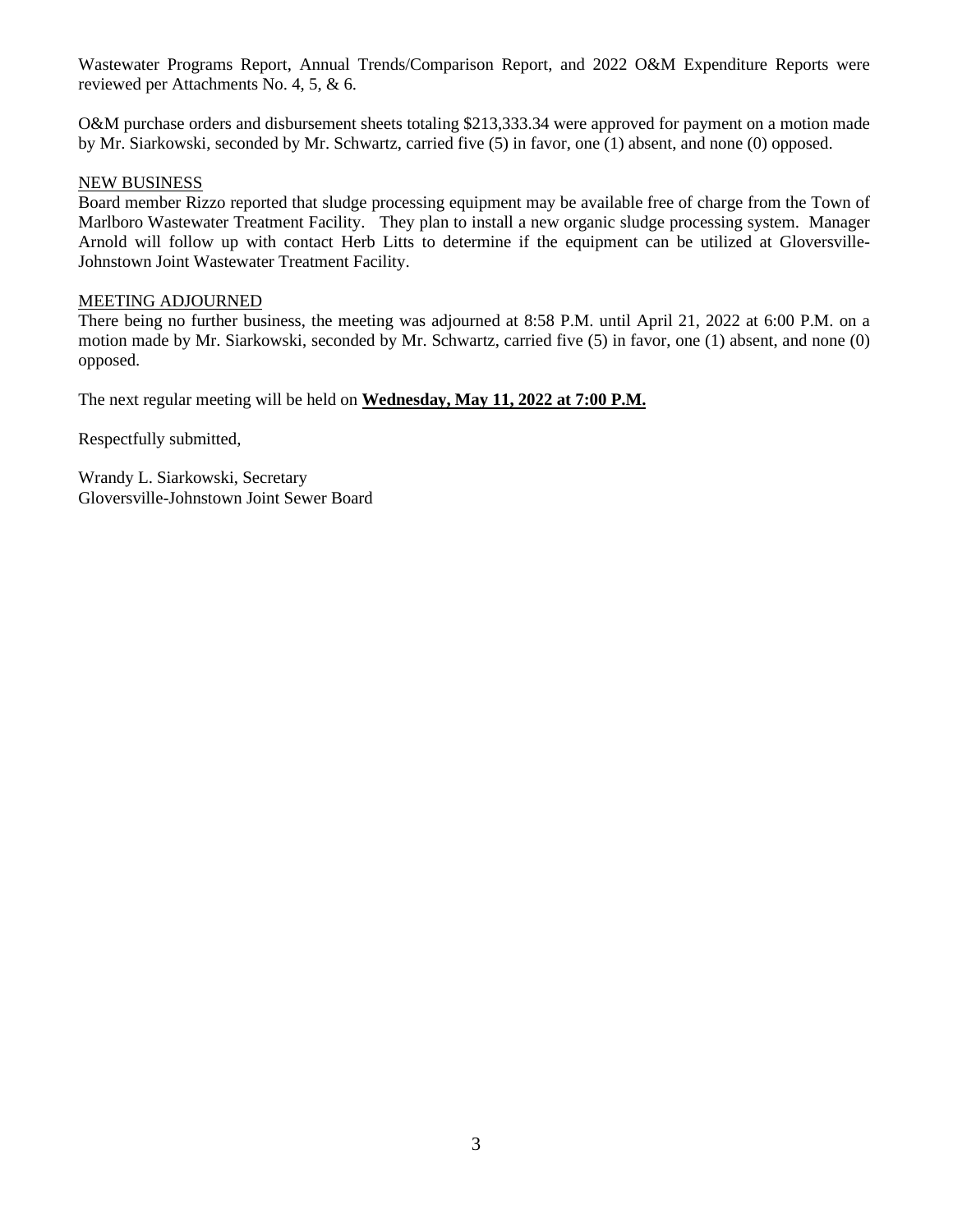Wastewater Programs Report, Annual Trends/Comparison Report, and 2022 O&M Expenditure Reports were reviewed per Attachments No. 4, 5, & 6.

O&M purchase orders and disbursement sheets totaling $213,333.34 were approved for payment on a motion made by Mr. Siarkowski, seconded by Mr. Schwartz, carried five (5) in favor, one (1) absent, and none (0) opposed.

NEW BUSINESS

Board member Rizzo reported that sludge processing equipment may be available free of charge from the Town of Marlboro Wastewater Treatment Facility. They plan to install a new organic sludge processing system. Manager Arnold will follow up with contact Herb Litts to determine if the equipment can be utilized at Gloversville-Johnstown Joint Wastewater Treatment Facility.

MEETING ADJOURNED

There being no further business, the meeting was adjourned at 8:58 P.M. until April 21, 2022 at 6:00 P.M. on a motion made by Mr. Siarkowski, seconded by Mr. Schwartz, carried five (5) in favor, one (1) absent, and none (0) opposed.

The next regular meeting will be held on **Wednesday, May 11, 2022 at 7:00 P.M.**

Respectfully submitted,

Wrandy L. Siarkowski, Secretary
Gloversville-Johnstown Joint Sewer Board